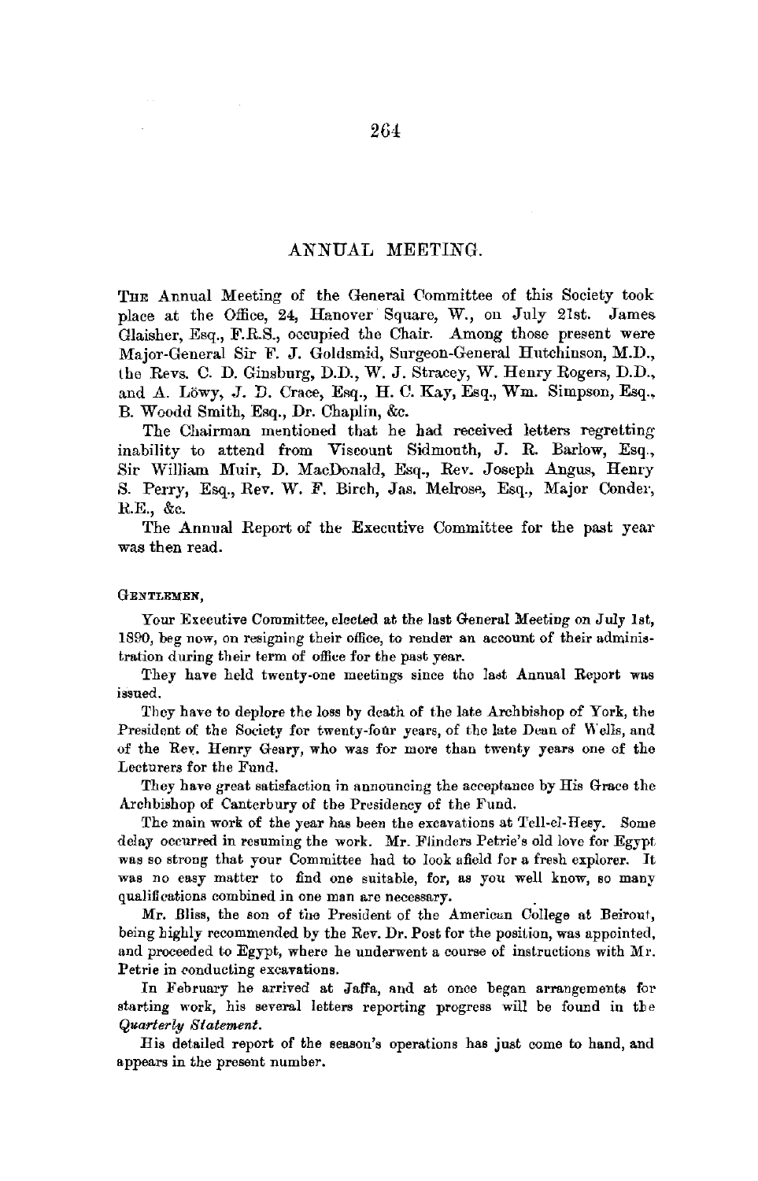## ANNUAL MEETING.

THE Annual Meeting of the General Committee of this Society took place at the Office, 24, Hanover Square, W., on July 21st. James Glaisher, Esq., F.R.S., occupied the Chair. Among those present were Major-General Sir F. J. Goldsmid, Surgeon-General Hutchinson, M.D., the Revs. C. D. Ginsburg, D.D., W. J. Stracey, W. Henry Rogers, D.D., and A. Löwy, J. D. Crace, Esq., H. C. Kay, Esq., Wm. Simpson, Esq., B. Woodd Smith, Esq., Dr. Chaplin, &c.

The Chairman mentioned that he had received letters regretting inability to attend from Viscount Sidmouth, J. R. Barlow, Esq., Sir William Muir, D. MacDonald, Esq., Rev. Joseph Angus, Henry S. Perry, Esq., Rev. W. F. Birch, Jas. Melrose, Esq., Major Conder, R.E., &c.

The Annual Report of the Executive Committee for the past year was then read.

GENTLEMEN,

Your Executive Committee, elected at the last General Meeting on July 1st, 1890, beg now, on resigning their office, to render an account of their administration during their term of office for the past year.

They have held twenty-one meetings since the last Annual Report was issued.

They have to deplore the loss by death of the late Archbishop of York, the President of the Society for twenty-four years, of the late Dean of Wells, and of the Rev. Henry Geary, who was for more than twenty years one of the Lecturers for the Fund.

They have great satisfaction in announcing the acceptance by His Grace the Archbishop of Canterbury of the Presidency of the Fund.

The main work of the year has been the excavations at Tell-el-Hesy. Some delay occurred in resuming the work. Mr. Flinders Petrie's old love for Egypt was so strong that your Committee had to look afield for a fresh explorer. It was no easy matter to find one suitable, for, as you well know, so many qualifications combined in one man are necessary.

Mr. Bliss, the son of the President of the American College at Beirout, being highly recommended by the Rev. Dr. Post for the position, was appointed, and proceeded to Egypt, where he underwent a course of instructions with Mr. Petrie in conducting excavations.

In February he arrived at Jaffa, and at once began arrangements for starting work, his several letters reporting progress will be found in the *Quarterly Statement.*

His detailed report of the season's operations has just come to hand, and appears in the present number.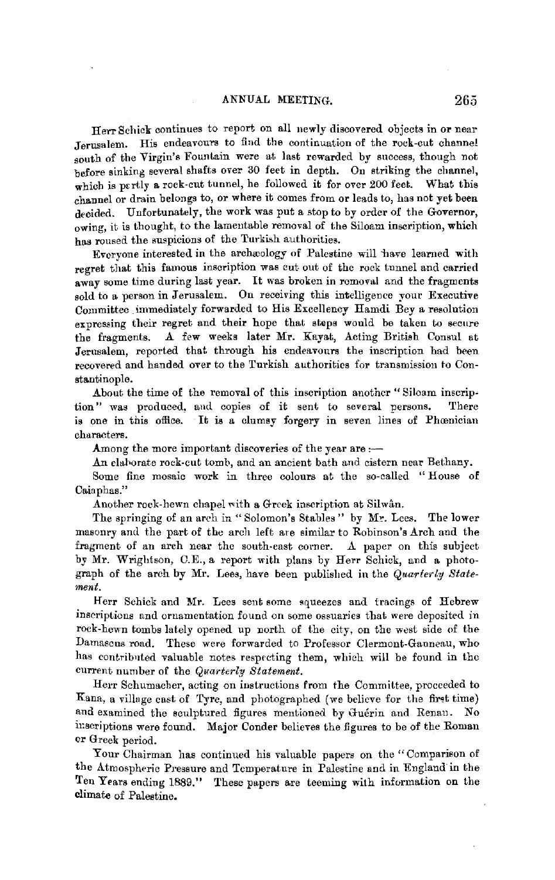Herr Schick continues to report on all newly discovered objects in or near Jerusalem. His endeavours to find the continuation of the rock-cut channel south of the Virgin's Fountain were at last rewarded by success, though not before sinking several shafts over 30 feet in depth. On striking the channel, which is partly a rock-cut tunnel, he followed it for over 200 feet. What this channel or drain belongs to, or where it comes from or leads to, has not yet been decided. Unfortunately, the work was put a stop to by order of the Governor, owing, it is thought, to the lamentable removal of the Siloam inscription, which has roused the suspicions of the Turkish authorities.

Everyone interested in the archæology of Palestine will have learned with regret that this famous inscription was cut out of the rock tunnel and carried away some time during last year. It was broken in removal and the fragments sold to a person in Jerusalem. On receiving this intelligence your Executive Committee immediately forwarded to His Excellency Hamdi Bey a resolution expressing their regret and their hope that steps would be taken to secure the fragments. A few weeks later Mr. Kayat, Acting British Consul at Jerusalem, reported that through his endeavours the inscription had been recovered and handed over to the Turkish authorities for transmission to Constantinople.

About the time of the removal of this inscription another "Siloam inscription" was produced, and copies of it sent to several persons. There is one in this office. It is a clumsy forgery in seven lines of Phœnician characters.

Among the more important discoveries of the year are :—

An elaborate rock-cut tomb, and an ancient bath and cistern near Bethany.

Some fine mosaic work in three colours at the so-called "House of Caiaphas."

Another rock-hewn chapel with a Greek inscription at Silwân.

The springing of an arch in "Solomon's Stables" by Mr. Lees. The lower masonry and the part of the arch left are similar to Robinson's Arch and the fragment of an arch near the south-east corner. A paper on this subject by Mr. Wrightson, C.E., a report with plans by Herr Schick, and a photograph of the arch by Mr. Lees, have been published in the *Quarterly Statement*.

Herr Schick and Mr. Lees sent some squeezes and tracings of Hebrew inscriptions and ornamentation found on some ossuaries that were deposited in rock-hewn tombs lately opened up north of the city, on the west side of the Damascus road. These were forwarded to Professor Clermont-Ganneau, who has contributed valuable notes respecting them, which will be found in the current number of the *Quarterly Statement*.

Herr Schumacher, acting on instructions from the Committee, proceeded to Kana, a village east of Tyre, and photographed (we believe for the first time) and examined the sculptured figures mentioned by Guérin and Renan. No inscriptions were found. Major Conder believes the figures to be of the Roman or Greek period.

Your Chairman has continued his valuable papers on the "Comparison of the Atmospheric Pressure and Temperature in Palestine and in England in the Ten Years ending 1889." These papers are teeming with information on the climate of Palestine.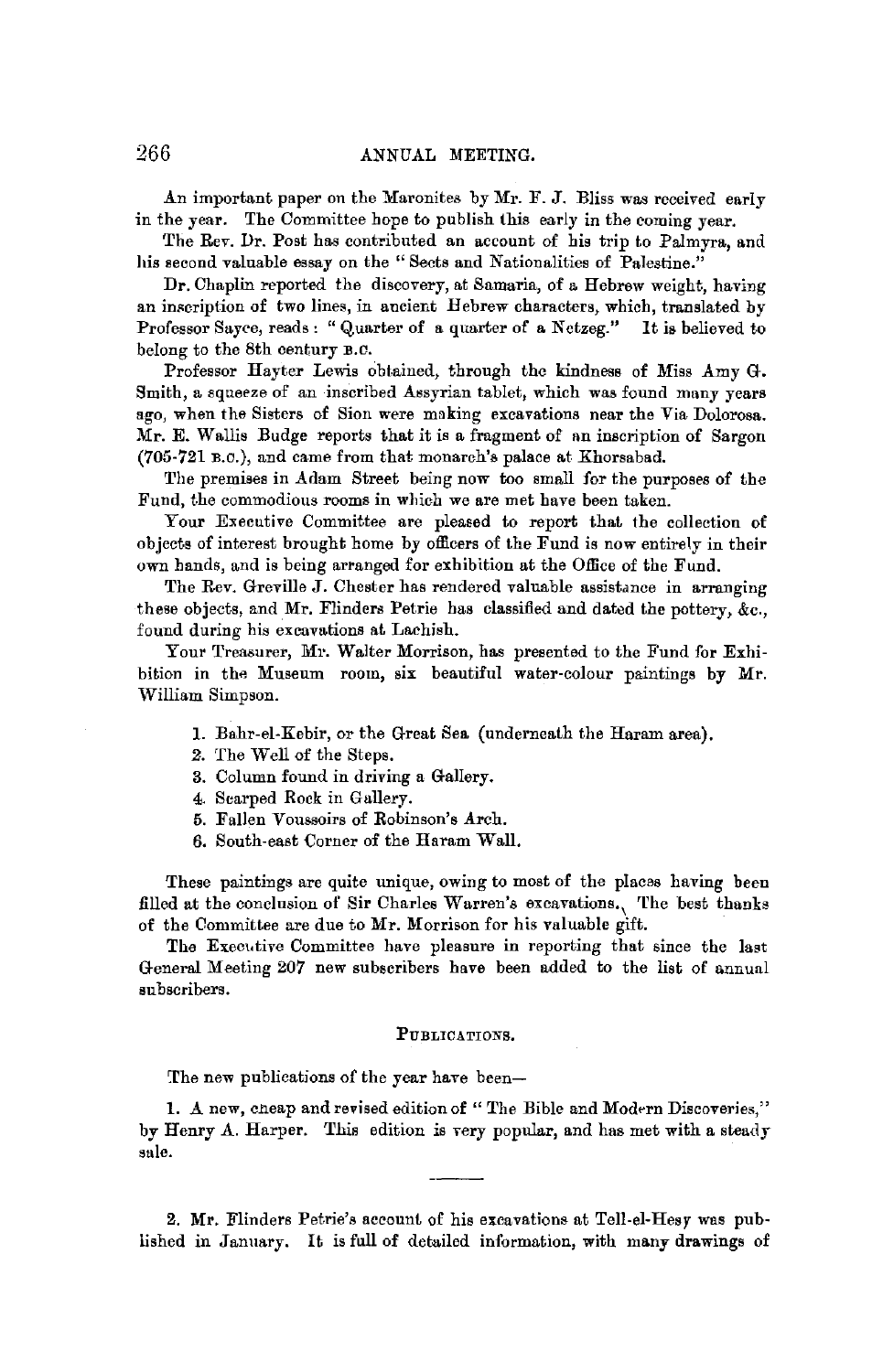An important paper on the Maronites by Mr. F. J. Bliss was received early in the year. The Committee hope to publish this early in the coming year.

The Rev. Dr. Post has contributed an account of his trip to Palmyra, and his second valuable essay on the "Sects and Nationalities of Palestine."

Dr. Chaplin reported the discovery, at Samaria, of a Hebrew weight, having an inscription of two lines, in ancient Hebrew characters, which, translated by Professor Sayce, reads: "Quarter of a quarter of a Netzeg." It is believed to belong to the 8th century B.C.

Professor Hayter Lewis obtained, through the kindness of Miss Amy G. Smith, a squeeze of an inscribed Assyrian tablet, which was found many years ago, when the Sisters of Sion were making excavations near the Via Dolorosa. Mr. E. Wallis Budge reports that it is a fragment of an inscription of Sargon (705-721 B.C.), and came from that monarch's palace at Khorsabad.

The premises in Adam Street being now too small for the purposes of the Fund, the commodious rooms in which we are met have been taken.

Your Executive Committee are pleased to report that the collection of objects of interest brought home by officers of the Fund is now entirely in their own hands, and is being arranged for exhibition at the Office of the Fund.

The Rev. Greville J. Chester has rendered valuable assistance in arranging these objects, and Mr. Flinders Petrie has classified and dated the pottery, &c., found during his excavations at Lachish.

Your Treasurer, Mr. Walter Morrison, has presented to the Fund for Exhibition in the Museum room, six beautiful water-colour paintings by Mr. William Simpson.

1. Bahr-el-Kebir, or the Great Sea (underneath the Haram area).
2. The Well of the Steps.
3. Column found in driving a Gallery.
4. Scarped Rock in Gallery.
5. Fallen Voussoirs of Robinson's Arch.
6. South-east Corner of the Haram Wall.

These paintings are quite unique, owing to most of the places having been filled at the conclusion of Sir Charles Warren's excavations. The best thanks of the Committee are due to Mr. Morrison for his valuable gift.

The Executive Committee have pleasure in reporting that since the last General Meeting 207 new subscribers have been added to the list of annual subscribers.

## PUBLICATIONS.

The new publications of the year have been—

1. A new, cheap and revised edition of "The Bible and Modern Discoveries," by Henry A. Harper. This edition is very popular, and has met with a steady sale.

---

2. Mr. Flinders Petrie's account of his excavations at Tell-el-Hesy was published in January. It is full of detailed information, with many drawings of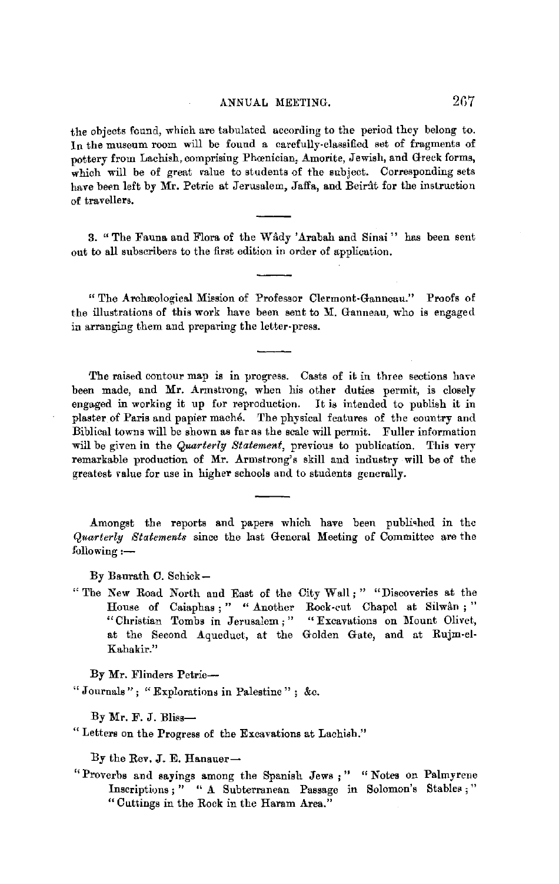the objects found, which are tabulated according to the period they belong to. In the museum room will be found a carefully-classified set of fragments of pottery from Lachish, comprising Phœnician, Amorite, Jewish, and Greek forms, which will be of great value to students of the subject. Corresponding sets have been left by Mr. Petrie at Jerusalem, Jaffa, and Beirût for the instruction of travellers.

---

3. "The Fauna and Flora of the Wâdy 'Arabah and Sinai" has been sent out to all subscribers to the first edition in order of application.

---

"The Archæological Mission of Professor Clermont-Ganneau." Proofs of the illustrations of this work have been sent to M. Ganneau, who is engaged in arranging them and preparing the letter-press.

---

The raised contour map is in progress. Casts of it in three sections have been made, and Mr. Armstrong, when his other duties permit, is closely engaged in working it up for reproduction. It is intended to publish it in plaster of Paris and papier maché. The physical features of the country and Biblical towns will be shown as far as the scale will permit. Fuller information will be given in the *Quarterly Statement*, previous to publication. This very remarkable production of Mr. Armstrong's skill and industry will be of the greatest value for use in higher schools and to students generally.

---

Amongst the reports and papers which have been published in the *Quarterly Statements* since the last General Meeting of Committee are the following :—

By Baurath C. Schick—

"The New Road North and East of the City Wall ;" "Discoveries at the House of Caiaphas ;" "Another Rock-cut Chapel at Silwân ;" "Christian Tombs in Jerusalem ;" "Excavations on Mount Olivet, at the Second Aqueduct, at the Golden Gate, and at Rujm-el-Kahakir."

By Mr. Flinders Petrie—

"Journals" ; "Explorations in Palestine" ; &c.

By Mr. F. J. Bliss—

"Letters on the Progress of the Excavations at Lachish."

By the Rev. J. E. Hanauer—

"Proverbs and sayings among the Spanish Jews ;" "Notes on Palmyrene Inscriptions ;" "A Subterranean Passage in Solomon's Stables ;" "Cuttings in the Rock in the Haram Area."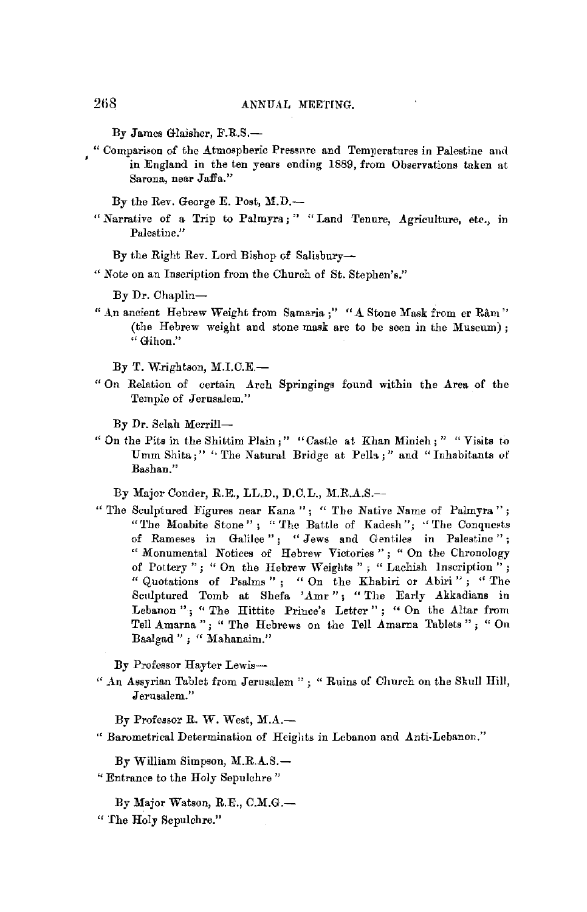By James Glaisher, F.R.S.—

"Comparison of the Atmospheric Pressure and Temperatures in Palestine and in England in the ten years ending 1889, from Observations taken at Sarona, near Jaffa."

By the Rev. George E. Post, M.D.—

"Narrative of a Trip to Palmyra;" "Land Tenure, Agriculture, etc., in Palestine."

By the Right Rev. Lord Bishop of Salisbury—

"Note on an Inscription from the Church of St. Stephen's."

By Dr. Chaplin—

"An ancient Hebrew Weight from Samaria;" "A Stone Mask from er Râm" (the Hebrew weight and stone mask are to be seen in the Museum); "Gihon."

By T. Wrightson, M.I.C.E.—

"On Relation of certain Arch Springings found within the Area of the Temple of Jerusalem."

By Dr. Selah Merrill—

"On the Pits in the Shittim Plain;" "Castle at Khan Minieh;" "Visits to Umm Shita;" "The Natural Bridge at Pella;" and "Inhabitants of Bashan."

By Major Conder, R.E., LL.D., D.C.L., M.R.A.S.—

"The Sculptured Figures near Kana"; "The Native Name of Palmyra"; "The Moabite Stone"; "The Battle of Kadesh"; "The Conquests of Rameses in Galilee"; "Jews and Gentiles in Palestine"; "Monumental Notices of Hebrew Victories"; "On the Chronology of Pottery"; "On the Hebrew Weights"; "Lachish Inscription"; "Quotations of Psalms"; "On the Khabiri or Abiri"; "The Sculptured Tomb at Shefa 'Amr"; "The Early Akkadians in Lebanon"; "The Hittite Prince's Letter"; "On the Altar from Tell Amarna"; "The Hebrews on the Tell Amarna Tablets"; "On Baalgad"; "Mahanaim."

By Professor Hayter Lewis—

"An Assyrian Tablet from Jerusalem"; "Ruins of Church on the Skull Hill, Jerusalem."

By Professor R. W. West, M.A.—

"Barometrical Determination of Heights in Lebanon and Anti-Lebanon."

By William Simpson, M.R.A.S.—

"Entrance to the Holy Sepulchre"

By Major Watson, R.E., C.M.G.—

"The Holy Sepulchre."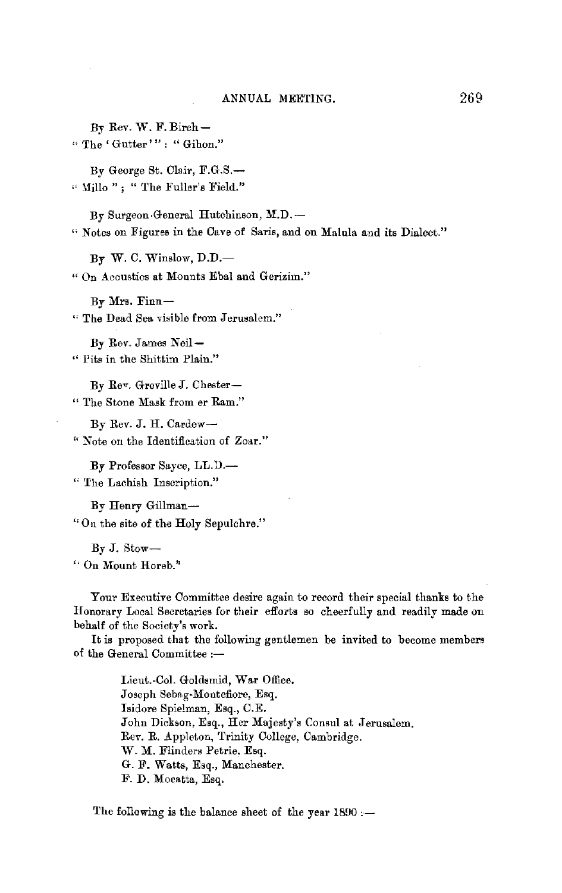By Rev. W. F. Birch—
"The 'Gutter'": "Gihon."

By George St. Clair, F.G.S.—
"Millo"; "The Fuller's Field."

By Surgeon-General Hutchinson, M.D.—
"Notes on Figures in the Cave of Saris, and on Malula and its Dialect."

By W. C. Winslow, D.D.—
"On Acoustics at Mounts Ebal and Gerizim."

By Mrs. Finn—
"The Dead Sea visible from Jerusalem."

By Rev. James Neil—
"Pits in the Shittim Plain."

By Rev. Greville J. Chester—
"The Stone Mask from er Ram."

By Rev. J. H. Cardew—
"Note on the Identification of Zoar."

By Professor Sayce, LL.D.—
"The Lachish Inscription."

By Henry Gillman—
"On the site of the Holy Sepulchre."

By J. Stow—
"On Mount Horeb."

Your Executive Committee desire again to record their special thanks to the Honorary Local Secretaries for their efforts so cheerfully and readily made on behalf of the Society's work.

It is proposed that the following gentlemen be invited to become members of the General Committee :—

Lieut.-Col. Goldsmid, War Office.
Joseph Sebag-Montefiore, Esq.
Isidore Spielman, Esq., C.E.
John Dickson, Esq., Her Majesty's Consul at Jerusalem.
Rev. R. Appleton, Trinity College, Cambridge.
W. M. Flinders Petrie, Esq.
G. F. Watts, Esq., Manchester.
F. D. Mocatta, Esq.

The following is the balance sheet of the year 1890 :—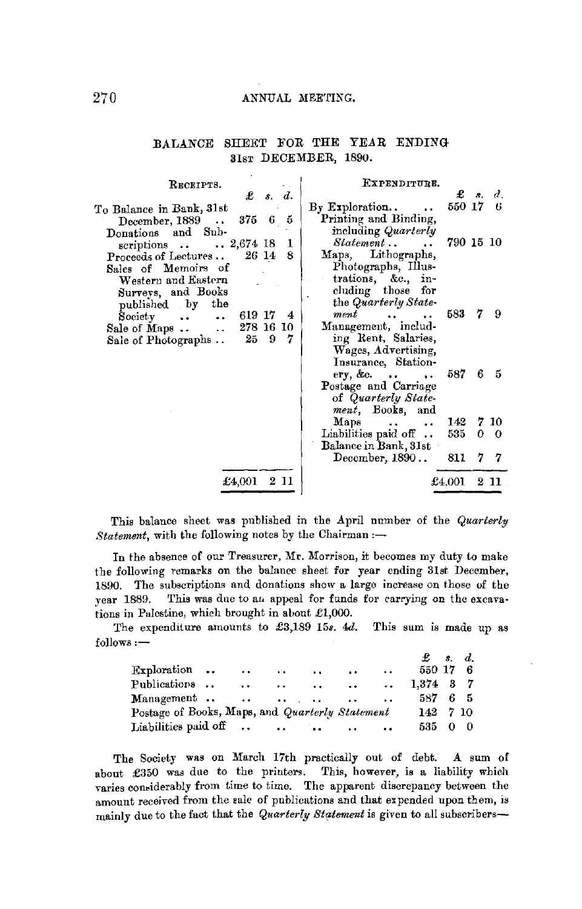## BALANCE SHEET FOR THE YEAR ENDING 31ST DECEMBER, 1890.

| RECEIPTS. | £ | s. | d. | EXPENDITURE. | £ | s. | d. |
|---|---|---|---|---|---|---|---|
| To Balance in Bank, 31st December, 1889 .. | 375 | 6 | 5 | By Exploration.. .. | 550 | 17 | 6 |
| Donations and Subscriptions .. .. | 2,674 | 18 | 1 | Printing and Binding, including *Quarterly Statement* .. .. | 790 | 15 | 10 |
| Proceeds of Lectures .. | 26 | 14 | 8 | Maps, Lithographs, Photographs, Illustrations, &c., including those for the *Quarterly Statement* .. .. | 583 | 7 | 9 |
| Sales of Memoirs of Western and Eastern Surveys, and Books published by the Society .. .. | 619 | 17 | 4 | Management, including Rent, Salaries, Wages, Advertising, Insurance, Stationery, &c. .. .. | 587 | 6 | 5 |
| Sale of Maps .. .. | 278 | 16 | 10 | Postage and Carriage of *Quarterly Statement*, Books, and Maps .. .. | 142 | 7 | 10 |
| Sale of Photographs .. | 25 | 9 | 7 | Liabilities paid off .. | 535 | 0 | 0 |
| | | | | Balance in Bank, 31st December, 1890.. | 811 | 7 | 7 |
| | £4,001 | 2 | 11 | | £4,001 | 2 | 11 |

This balance sheet was published in the April number of the *Quarterly Statement*, with the following notes by the Chairman :—

In the absence of our Treasurer, Mr. Morrison, it becomes my duty to make the following remarks on the balance sheet for year ending 31st December, 1890. The subscriptions and donations show a large increase on those of the year 1889. This was due to an appeal for funds for carrying on the excavations in Palestine, which brought in about £1,000.

The expenditure amounts to £3,189 15*s.* 4*d.* This sum is made up as follows :—

| | £ | s. | d. |
|---|---|---|---|
| Exploration .. .. .. .. .. .. | 550 | 17 | 6 |
| Publications .. .. .. .. .. .. | 1,374 | 3 | 7 |
| Management .. .. .. .. .. .. | 587 | 6 | 5 |
| Postage of Books, Maps, and *Quarterly Statement* | 142 | 7 | 10 |
| Liabilities paid off .. .. .. .. .. | 535 | 0 | 0 |

The Society was on March 17th practically out of debt. A sum of about £350 was due to the printers. This, however, is a liability which varies considerably from time to time. The apparent discrepancy between the amount received from the sale of publications and that expended upon them, is mainly due to the fact that the *Quarterly Statement* is given to all subscribers—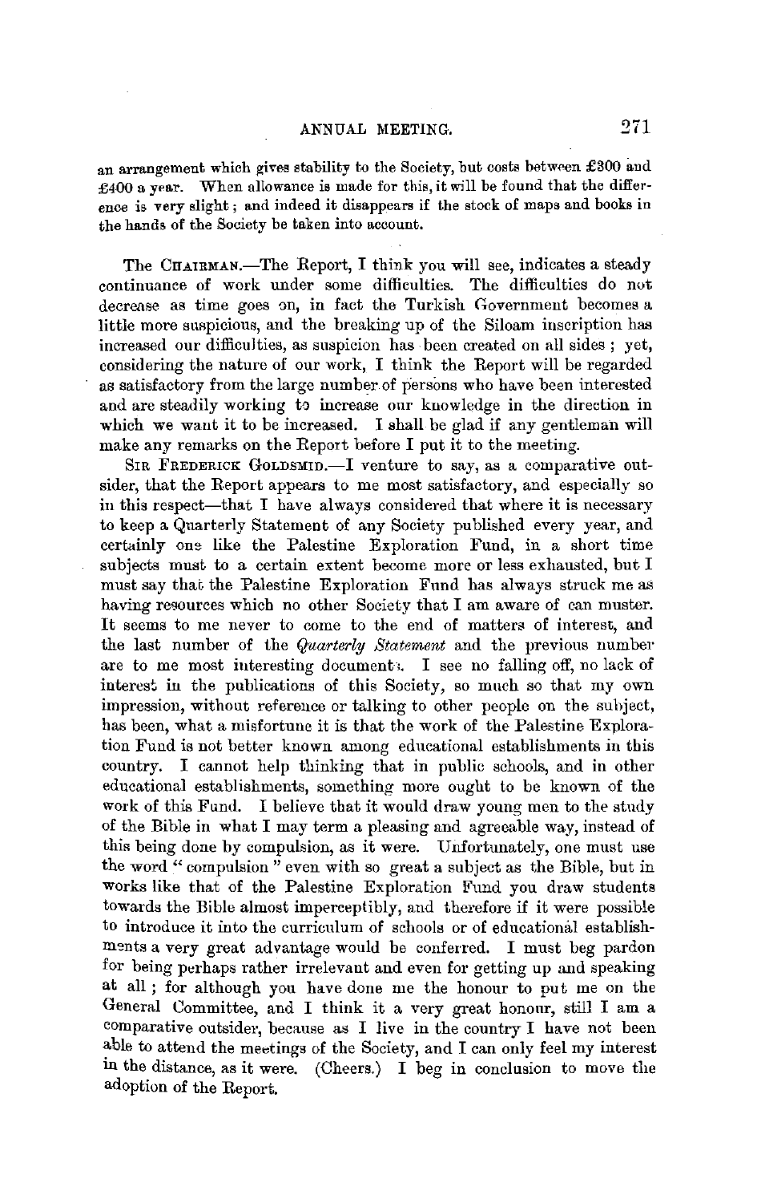an arrangement which gives stability to the Society, but costs between £300 and £400 a year. When allowance is made for this, it will be found that the difference is very slight; and indeed it disappears if the stock of maps and books in the hands of the Society be taken into account.

The CHAIRMAN.—The Report, I think you will see, indicates a steady continuance of work under some difficulties. The difficulties do not decrease as time goes on, in fact the Turkish Government becomes a little more suspicious, and the breaking up of the Siloam inscription has increased our difficulties, as suspicion has been created on all sides; yet, considering the nature of our work, I think the Report will be regarded as satisfactory from the large number of persons who have been interested and are steadily working to increase our knowledge in the direction in which we want it to be increased. I shall be glad if any gentleman will make any remarks on the Report before I put it to the meeting.

SIR FREDERICK GOLDSMID.—I venture to say, as a comparative outsider, that the Report appears to me most satisfactory, and especially so in this respect—that I have always considered that where it is necessary to keep a Quarterly Statement of any Society published every year, and certainly one like the Palestine Exploration Fund, in a short time subjects must to a certain extent become more or less exhausted, but I must say that the Palestine Exploration Fund has always struck me as having resources which no other Society that I am aware of can muster. It seems to me never to come to the end of matters of interest, and the last number of the *Quarterly Statement* and the previous number are to me most interesting documents. I see no falling off, no lack of interest in the publications of this Society, so much so that my own impression, without reference or talking to other people on the subject, has been, what a misfortune it is that the work of the Palestine Exploration Fund is not better known among educational establishments in this country. I cannot help thinking that in public schools, and in other educational establishments, something more ought to be known of the work of this Fund. I believe that it would draw young men to the study of the Bible in what I may term a pleasing and agreeable way, instead of this being done by compulsion, as it were. Unfortunately, one must use the word "compulsion" even with so great a subject as the Bible, but in works like that of the Palestine Exploration Fund you draw students towards the Bible almost imperceptibly, and therefore if it were possible to introduce it into the curriculum of schools or of educational establishments a very great advantage would be conferred. I must beg pardon for being perhaps rather irrelevant and even for getting up and speaking at all; for although you have done me the honour to put me on the General Committee, and I think it a very great honour, still I am a comparative outsider, because as I live in the country I have not been able to attend the meetings of the Society, and I can only feel my interest in the distance, as it were. (Cheers.) I beg in conclusion to move the adoption of the Report.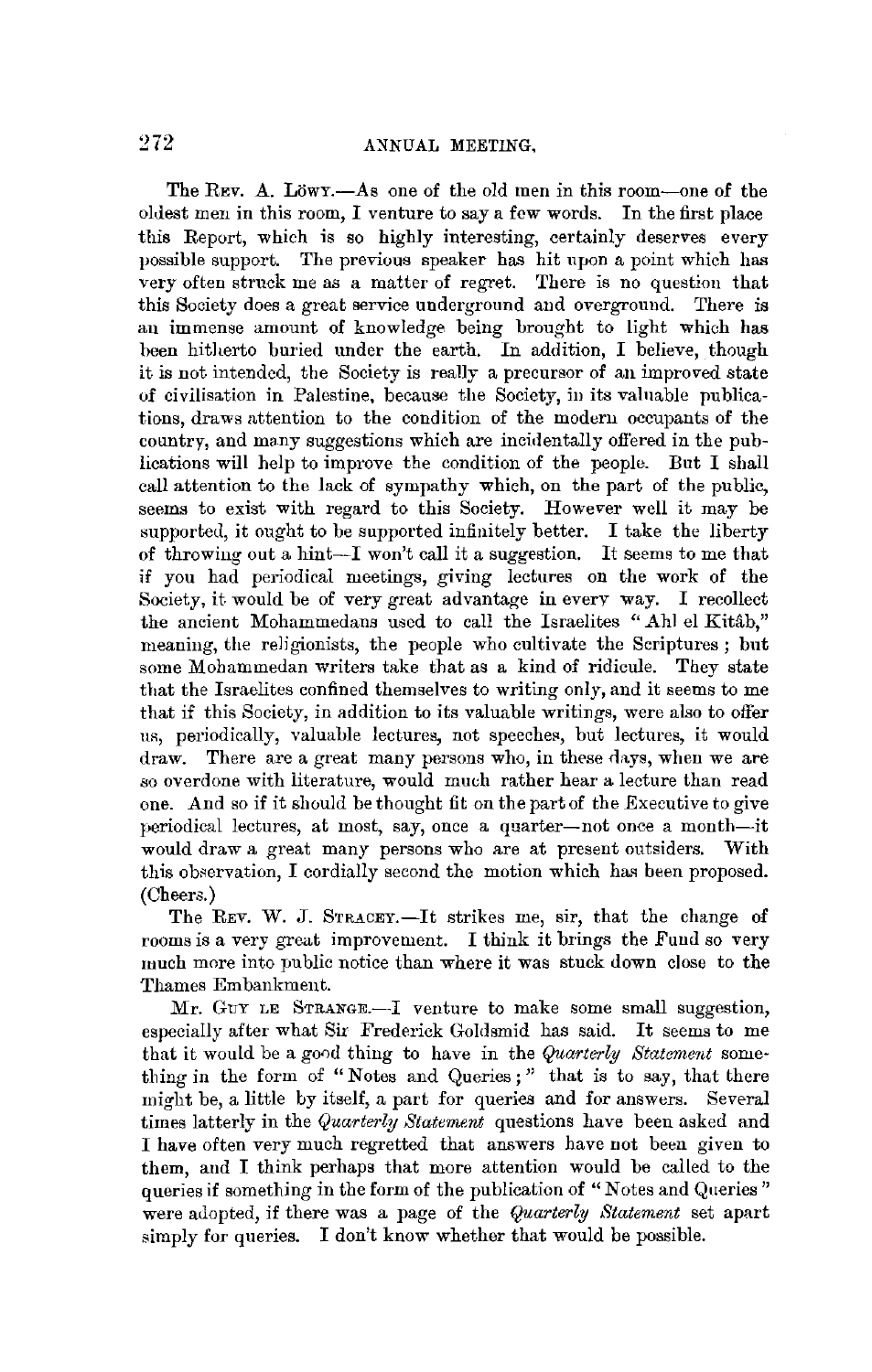The Rev. A. Löwy.—As one of the old men in this room—one of the oldest men in this room, I venture to say a few words. In the first place this Report, which is so highly interesting, certainly deserves every possible support. The previous speaker has hit upon a point which has very often struck me as a matter of regret. There is no question that this Society does a great service underground and overground. There is an immense amount of knowledge being brought to light which has been hitherto buried under the earth. In addition, I believe, though it is not intended, the Society is really a precursor of an improved state of civilisation in Palestine, because the Society, in its valuable publications, draws attention to the condition of the modern occupants of the country, and many suggestions which are incidentally offered in the publications will help to improve the condition of the people. But I shall call attention to the lack of sympathy which, on the part of the public, seems to exist with regard to this Society. However well it may be supported, it ought to be supported infinitely better. I take the liberty of throwing out a hint—I won't call it a suggestion. It seems to me that if you had periodical meetings, giving lectures on the work of the Society, it would be of very great advantage in every way. I recollect the ancient Mohammedans used to call the Israelites "Ahl el Kitâb," meaning, the religionists, the people who cultivate the Scriptures; but some Mohammedan writers take that as a kind of ridicule. They state that the Israelites confined themselves to writing only, and it seems to me that if this Society, in addition to its valuable writings, were also to offer us, periodically, valuable lectures, not speeches, but lectures, it would draw. There are a great many persons who, in these days, when we are so overdone with literature, would much rather hear a lecture than read one. And so if it should be thought fit on the part of the Executive to give periodical lectures, at most, say, once a quarter—not once a month—it would draw a great many persons who are at present outsiders. With this observation, I cordially second the motion which has been proposed. (Cheers.)

The Rev. W. J. Stracey.—It strikes me, sir, that the change of rooms is a very great improvement. I think it brings the Fund so very much more into public notice than where it was stuck down close to the Thames Embankment.

Mr. Guy le Strange.—I venture to make some small suggestion, especially after what Sir Frederick Goldsmid has said. It seems to me that it would be a good thing to have in the *Quarterly Statement* something in the form of "Notes and Queries;" that is to say, that there might be, a little by itself, a part for queries and for answers. Several times latterly in the *Quarterly Statement* questions have been asked and I have often very much regretted that answers have not been given to them, and I think perhaps that more attention would be called to the queries if something in the form of the publication of "Notes and Queries" were adopted, if there was a page of the *Quarterly Statement* set apart simply for queries. I don't know whether that would be possible.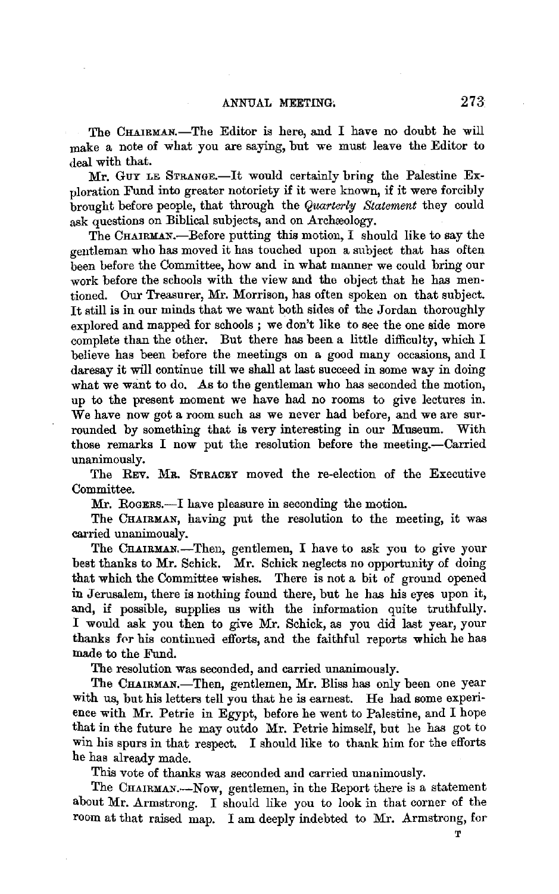The CHAIRMAN.—The Editor is here, and I have no doubt he will make a note of what you are saying, but we must leave the Editor to deal with that.

Mr. GUY LE STRANGE.—It would certainly bring the Palestine Exploration Fund into greater notoriety if it were known, if it were forcibly brought before people, that through the *Quarterly Statement* they could ask questions on Biblical subjects, and on Archæology.

The CHAIRMAN.—Before putting this motion, I should like to say the gentleman who has moved it has touched upon a subject that has often been before the Committee, how and in what manner we could bring our work before the schools with the view and the object that he has mentioned. Our Treasurer, Mr. Morrison, has often spoken on that subject. It still is in our minds that we want both sides of the Jordan thoroughly explored and mapped for schools; we don't like to see the one side more complete than the other. But there has been a little difficulty, which I believe has been before the meetings on a good many occasions, and I daresay it will continue till we shall at last succeed in some way in doing what we want to do. As to the gentleman who has seconded the motion, up to the present moment we have had no rooms to give lectures in. We have now got a room such as we never had before, and we are surrounded by something that is very interesting in our Museum. With those remarks I now put the resolution before the meeting.—Carried unanimously.

The REV. MR. STRACEY moved the re-election of the Executive Committee.

Mr. ROGERS.—I have pleasure in seconding the motion.

The CHAIRMAN, having put the resolution to the meeting, it was carried unanimously.

The CHAIRMAN.—Then, gentlemen, I have to ask you to give your best thanks to Mr. Schick. Mr. Schick neglects no opportunity of doing that which the Committee wishes. There is not a bit of ground opened in Jerusalem, there is nothing found there, but he has his eyes upon it, and, if possible, supplies us with the information quite truthfully. I would ask you then to give Mr. Schick, as you did last year, your thanks for his continued efforts, and the faithful reports which he has made to the Fund.

The resolution was seconded, and carried unanimously.

The CHAIRMAN.—Then, gentlemen, Mr. Bliss has only been one year with us, but his letters tell you that he is earnest. He had some experience with Mr. Petrie in Egypt, before he went to Palestine, and I hope that in the future he may outdo Mr. Petrie himself, but he has got to win his spurs in that respect. I should like to thank him for the efforts he has already made.

This vote of thanks was seconded and carried unanimously.

The CHAIRMAN.—Now, gentlemen, in the Report there is a statement about Mr. Armstrong. I should like you to look in that corner of the room at that raised map. I am deeply indebted to Mr. Armstrong, for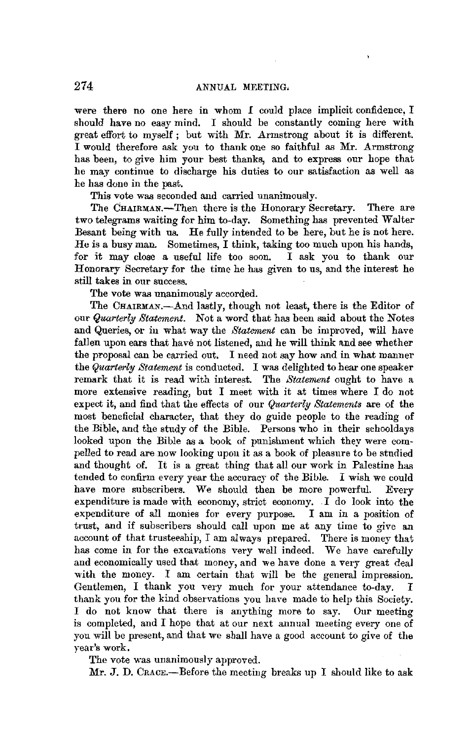were there no one here in whom I could place implicit confidence, I should have no easy mind. I should be constantly coming here with great effort to myself; but with Mr. Armstrong about it is different. I would therefore ask you to thank one so faithful as Mr. Armstrong has been, to give him your best thanks, and to express our hope that he may continue to discharge his duties to our satisfaction as well as he has done in the past.

This vote was seconded and carried unanimously.

The CHAIRMAN.—Then there is the Honorary Secretary. There are two telegrams waiting for him to-day. Something has prevented Walter Besant being with us. He fully intended to be here, but he is not here. He is a busy man. Sometimes, I think, taking too much upon his hands, for it may close a useful life too soon. I ask you to thank our Honorary Secretary for the time he has given to us, and the interest he still takes in our success.

The vote was unanimously accorded.

The CHAIRMAN.—And lastly, though not least, there is the Editor of our *Quarterly Statement*. Not a word that has been said about the Notes and Queries, or in what way the *Statement* can be improved, will have fallen upon ears that have not listened, and he will think and see whether the proposal can be carried out. I need not say how and in what manner the *Quarterly Statement* is conducted. I was delighted to hear one speaker remark that it is read with interest. The *Statement* ought to have a more extensive reading, but I meet with it at times where I do not expect it, and find that the effects of our *Quarterly Statements* are of the most beneficial character, that they do guide people to the reading of the Bible, and the study of the Bible. Persons who in their schooldays looked upon the Bible as a book of punishment which they were compelled to read are now looking upon it as a book of pleasure to be studied and thought of. It is a great thing that all our work in Palestine has tended to confirm every year the accuracy of the Bible. I wish we could have more subscribers. We should then be more powerful. Every expenditure is made with economy, strict economy. I do look into the expenditure of all monies for every purpose. I am in a position of trust, and if subscribers should call upon me at any time to give an account of that trusteeship, I am always prepared. There is money that has come in for the excavations very well indeed. We have carefully and economically used that money, and we have done a very great deal with the money. I am certain that will be the general impression. Gentlemen, I thank you very much for your attendance to-day. I thank you for the kind observations you have made to help this Society. I do not know that there is anything more to say. Our meeting is completed, and I hope that at our next annual meeting every one of you will be present, and that we shall have a good account to give of the year's work.

The vote was unanimously approved.

Mr. J. D. CRACE.—Before the meeting breaks up I should like to ask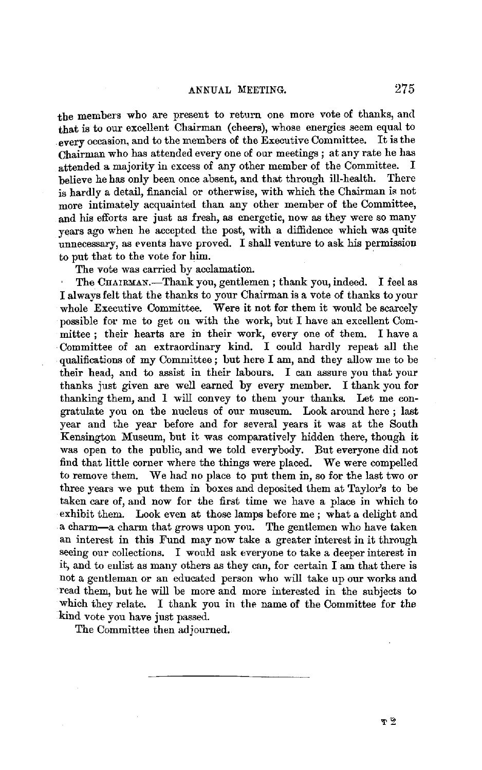the members who are present to return one more vote of thanks, and that is to our excellent Chairman (cheers), whose energies seem equal to every occasion, and to the members of the Executive Committee. It is the Chairman who has attended every one of our meetings; at any rate he has attended a majority in excess of any other member of the Committee. I believe he has only been once absent, and that through ill-health. There is hardly a detail, financial or otherwise, with which the Chairman is not more intimately acquainted than any other member of the Committee, and his efforts are just as fresh, as energetic, now as they were so many years ago when he accepted the post, with a diffidence which was quite unnecessary, as events have proved. I shall venture to ask his permission to put that to the vote for him.

The vote was carried by acclamation.

The CHAIRMAN.—Thank you, gentlemen; thank you, indeed. I feel as I always felt that the thanks to your Chairman is a vote of thanks to your whole Executive Committee. Were it not for them it would be scarcely possible for me to get on with the work, but I have an excellent Committee; their hearts are in their work, every one of them. I have a Committee of an extraordinary kind. I could hardly repeat all the qualifications of my Committee; but here I am, and they allow me to be their head, and to assist in their labours. I can assure you that your thanks just given are well earned by every member. I thank you for thanking them, and I will convey to them your thanks. Let me congratulate you on the nucleus of our museum. Look around here; last year and the year before and for several years it was at the South Kensington Museum, but it was comparatively hidden there, though it was open to the public, and we told everybody. But everyone did not find that little corner where the things were placed. We were compelled to remove them. We had no place to put them in, so for the last two or three years we put them in boxes and deposited them at Taylor's to be taken care of, and now for the first time we have a place in which to exhibit them. Look even at those lamps before me; what a delight and a charm—a charm that grows upon you. The gentlemen who have taken an interest in this Fund may now take a greater interest in it through seeing our collections. I would ask everyone to take a deeper interest in it, and to enlist as many others as they can, for certain I am that there is not a gentleman or an educated person who will take up our works and read them, but he will be more and more interested in the subjects to which they relate. I thank you in the name of the Committee for the kind vote you have just passed.

The Committee then adjourned.